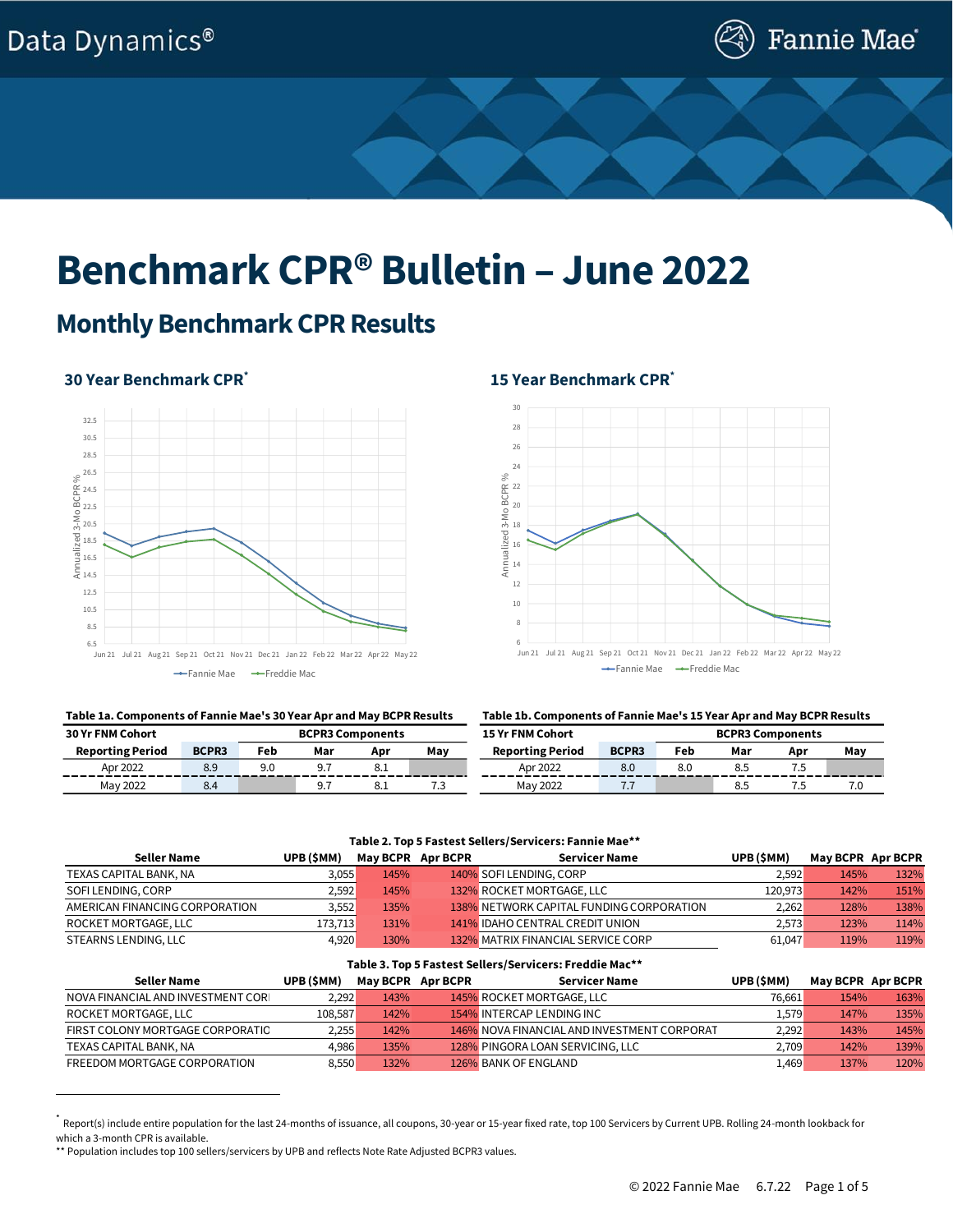Data Dynamics®

# Benchmark CPR® Bulletin – June 2022

## Monthly Benchmark CPR Results

### 30 Year Benchmark CPR*

### 15 Year Benchmark CPR*

**Table 1a. Components of Fannie Mae's 30 Year Apr and May BCPR Results**

| 30 Yr FNM Cohort | | BCPR3 Components | | | |
|---|---|---|---|---|---|
| Reporting Period | BCPR3 | Feb | Mar | Apr | May |
| Apr 2022 | 8.9 | 9.0 | 9.7 | 8.1 | |
| May 2022 | 8.4 | | 9.7 | 8.1 | 7.3 |

**Table 1b. Components of Fannie Mae's 15 Year Apr and May BCPR Results**

| 15 Yr FNM Cohort | | BCPR3 Components | | | |
|---|---|---|---|---|---|
| Reporting Period | BCPR3 | Feb | Mar | Apr | May |
| Apr 2022 | 8.0 | 8.0 | 8.5 | 7.5 | |
| May 2022 | 7.7 | | 8.5 | 7.5 | 7.0 |

**Table 2. Top 5 Fastest Sellers/Servicers: Fannie Mae****

| Seller Name | UPB ($MM) | May BCPR | Apr BCPR | Servicer Name | UPB ($MM) | May BCPR | Apr BCPR |
|---|---|---|---|---|---|---|---|
| TEXAS CAPITAL BANK, NA | 3,055 | 145% | 140% | SOFI LENDING, CORP | 2,592 | 145% | 132% |
| SOFI LENDING, CORP | 2,592 | 145% | 132% | ROCKET MORTGAGE, LLC | 120,973 | 142% | 151% |
| AMERICAN FINANCING CORPORATION | 3,552 | 135% | 138% | NETWORK CAPITAL FUNDING CORPORATION | 2,262 | 128% | 138% |
| ROCKET MORTGAGE, LLC | 173,713 | 131% | 141% | IDAHO CENTRAL CREDIT UNION | 2,573 | 123% | 114% |
| STEARNS LENDING, LLC | 4,920 | 130% | 132% | MATRIX FINANCIAL SERVICE CORP | 61,047 | 119% | 119% |

**Table 3. Top 5 Fastest Sellers/Servicers: Freddie Mac****

| Seller Name | UPB ($MM) | May BCPR | Apr BCPR | Servicer Name | UPB ($MM) | May BCPR | Apr BCPR |
|---|---|---|---|---|---|---|---|
| NOVA FINANCIAL AND INVESTMENT CORI | 2,292 | 143% | 145% | ROCKET MORTGAGE, LLC | 76,661 | 154% | 163% |
| ROCKET MORTGAGE, LLC | 108,587 | 142% | 154% | INTERCAP LENDING INC | 1,579 | 147% | 135% |
| FIRST COLONY MORTGAGE CORPORATIC | 2,255 | 142% | 146% | NOVA FINANCIAL AND INVESTMENT CORPORAT | 2,292 | 143% | 145% |
| TEXAS CAPITAL BANK, NA | 4,986 | 135% | 128% | PINGORA LOAN SERVICING, LLC | 2,709 | 142% | 139% |
| FREEDOM MORTGAGE CORPORATION | 8,550 | 132% | 126% | BANK OF ENGLAND | 1,469 | 137% | 120% |

* Report(s) include entire population for the last 24-months of issuance, all coupons, 30-year or 15-year fixed rate, top 100 Servicers by Current UPB. Rolling 24-month lookback for which a 3-month CPR is available.

** Population includes top 100 sellers/servicers by UPB and reflects Note Rate Adjusted BCPR3 values.

© 2022 Fannie Mae 6.7.22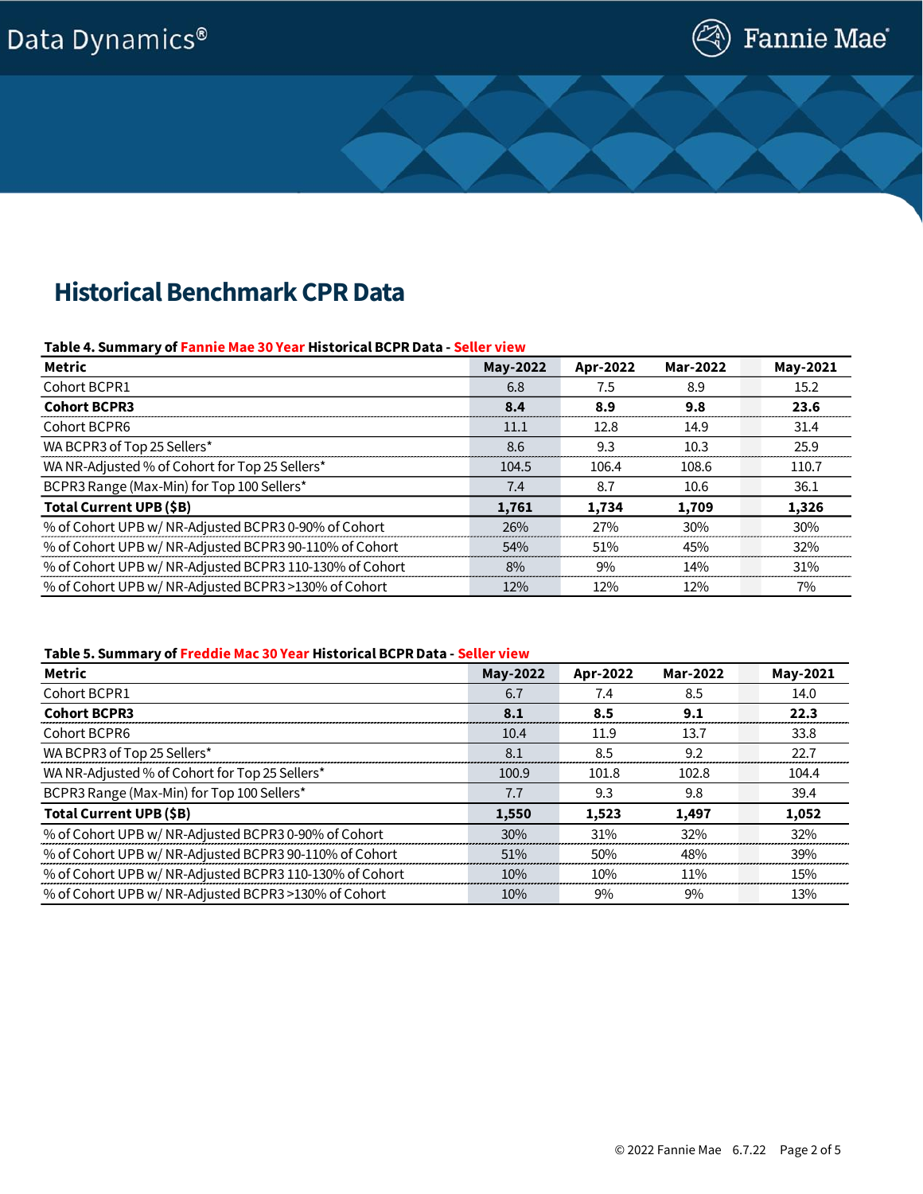# Historical Benchmark CPR Data

**Table 4. Summary of Fannie Mae 30 Year Historical BCPR Data - Seller view**

| Metric | May-2022 | Apr-2022 | Mar-2022 | May-2021 |
|---|---|---|---|---|
| Cohort BCPR1 | 6.8 | 7.5 | 8.9 | 15.2 |
| **Cohort BCPR3** | **8.4** | **8.9** | **9.8** | **23.6** |
| Cohort BCPR6 | 11.1 | 12.8 | 14.9 | 31.4 |
| WA BCPR3 of Top 25 Sellers* | 8.6 | 9.3 | 10.3 | 25.9 |
| WA NR-Adjusted % of Cohort for Top 25 Sellers* | 104.5 | 106.4 | 108.6 | 110.7 |
| BCPR3 Range (Max-Min) for Top 100 Sellers* | 7.4 | 8.7 | 10.6 | 36.1 |
| **Total Current UPB ($B)** | **1,761** | **1,734** | **1,709** | **1,326** |
| % of Cohort UPB w/ NR-Adjusted BCPR3 0-90% of Cohort | 26% | 27% | 30% | 30% |
| % of Cohort UPB w/ NR-Adjusted BCPR3 90-110% of Cohort | 54% | 51% | 45% | 32% |
| % of Cohort UPB w/ NR-Adjusted BCPR3 110-130% of Cohort | 8% | 9% | 14% | 31% |
| % of Cohort UPB w/ NR-Adjusted BCPR3 >130% of Cohort | 12% | 12% | 12% | 7% |

**Table 5. Summary of Freddie Mac 30 Year Historical BCPR Data - Seller view**

| Metric | May-2022 | Apr-2022 | Mar-2022 | May-2021 |
|---|---|---|---|---|
| Cohort BCPR1 | 6.7 | 7.4 | 8.5 | 14.0 |
| **Cohort BCPR3** | **8.1** | **8.5** | **9.1** | **22.3** |
| Cohort BCPR6 | 10.4 | 11.9 | 13.7 | 33.8 |
| WA BCPR3 of Top 25 Sellers* | 8.1 | 8.5 | 9.2 | 22.7 |
| WA NR-Adjusted % of Cohort for Top 25 Sellers* | 100.9 | 101.8 | 102.8 | 104.4 |
| BCPR3 Range (Max-Min) for Top 100 Sellers* | 7.7 | 9.3 | 9.8 | 39.4 |
| **Total Current UPB ($B)** | **1,550** | **1,523** | **1,497** | **1,052** |
| % of Cohort UPB w/ NR-Adjusted BCPR3 0-90% of Cohort | 30% | 31% | 32% | 32% |
| % of Cohort UPB w/ NR-Adjusted BCPR3 90-110% of Cohort | 51% | 50% | 48% | 39% |
| % of Cohort UPB w/ NR-Adjusted BCPR3 110-130% of Cohort | 10% | 10% | 11% | 15% |
| % of Cohort UPB w/ NR-Adjusted BCPR3 >130% of Cohort | 10% | 9% | 9% | 13% |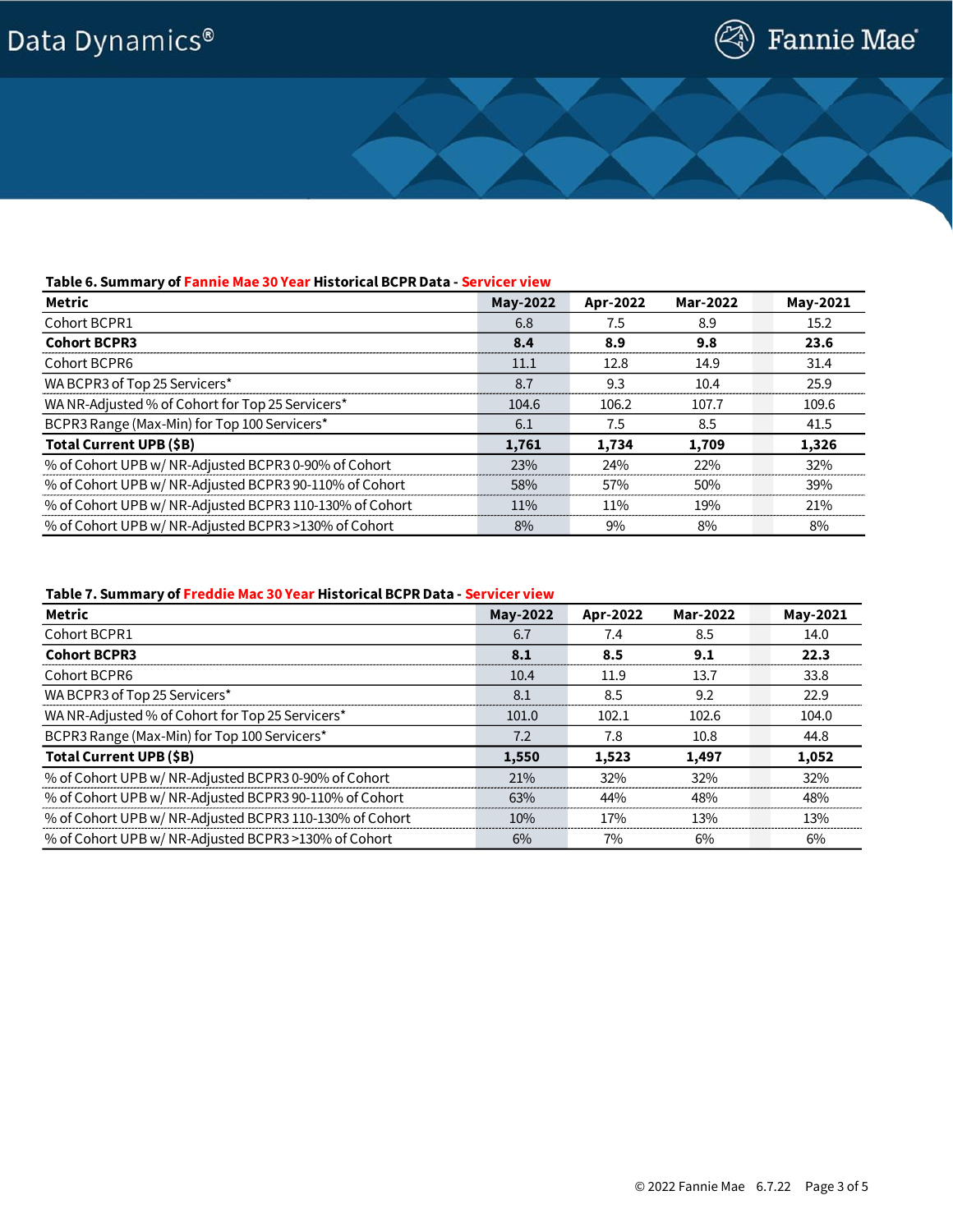**Table 6. Summary of Fannie Mae 30 Year Historical BCPR Data - Servicer view**

| Metric | May-2022 | Apr-2022 | Mar-2022 | May-2021 |
|---|---|---|---|---|
| Cohort BCPR1 | 6.8 | 7.5 | 8.9 | 15.2 |
| **Cohort BCPR3** | **8.4** | **8.9** | **9.8** | **23.6** |
| Cohort BCPR6 | 11.1 | 12.8 | 14.9 | 31.4 |
| WA BCPR3 of Top 25 Servicers* | 8.7 | 9.3 | 10.4 | 25.9 |
| WA NR-Adjusted % of Cohort for Top 25 Servicers* | 104.6 | 106.2 | 107.7 | 109.6 |
| BCPR3 Range (Max-Min) for Top 100 Servicers* | 6.1 | 7.5 | 8.5 | 41.5 |
| **Total Current UPB ($B)** | **1,761** | **1,734** | **1,709** | **1,326** |
| % of Cohort UPB w/ NR-Adjusted BCPR3 0-90% of Cohort | 23% | 24% | 22% | 32% |
| % of Cohort UPB w/ NR-Adjusted BCPR3 90-110% of Cohort | 58% | 57% | 50% | 39% |
| % of Cohort UPB w/ NR-Adjusted BCPR3 110-130% of Cohort | 11% | 11% | 19% | 21% |
| % of Cohort UPB w/ NR-Adjusted BCPR3 >130% of Cohort | 8% | 9% | 8% | 8% |

**Table 7. Summary of Freddie Mac 30 Year Historical BCPR Data - Servicer view**

| Metric | May-2022 | Apr-2022 | Mar-2022 | May-2021 |
|---|---|---|---|---|
| Cohort BCPR1 | 6.7 | 7.4 | 8.5 | 14.0 |
| **Cohort BCPR3** | **8.1** | **8.5** | **9.1** | **22.3** |
| Cohort BCPR6 | 10.4 | 11.9 | 13.7 | 33.8 |
| WA BCPR3 of Top 25 Servicers* | 8.1 | 8.5 | 9.2 | 22.9 |
| WA NR-Adjusted % of Cohort for Top 25 Servicers* | 101.0 | 102.1 | 102.6 | 104.0 |
| BCPR3 Range (Max-Min) for Top 100 Servicers* | 7.2 | 7.8 | 10.8 | 44.8 |
| **Total Current UPB ($B)** | **1,550** | **1,523** | **1,497** | **1,052** |
| % of Cohort UPB w/ NR-Adjusted BCPR3 0-90% of Cohort | 21% | 32% | 32% | 32% |
| % of Cohort UPB w/ NR-Adjusted BCPR3 90-110% of Cohort | 63% | 44% | 48% | 48% |
| % of Cohort UPB w/ NR-Adjusted BCPR3 110-130% of Cohort | 10% | 17% | 13% | 13% |
| % of Cohort UPB w/ NR-Adjusted BCPR3 >130% of Cohort | 6% | 7% | 6% | 6% |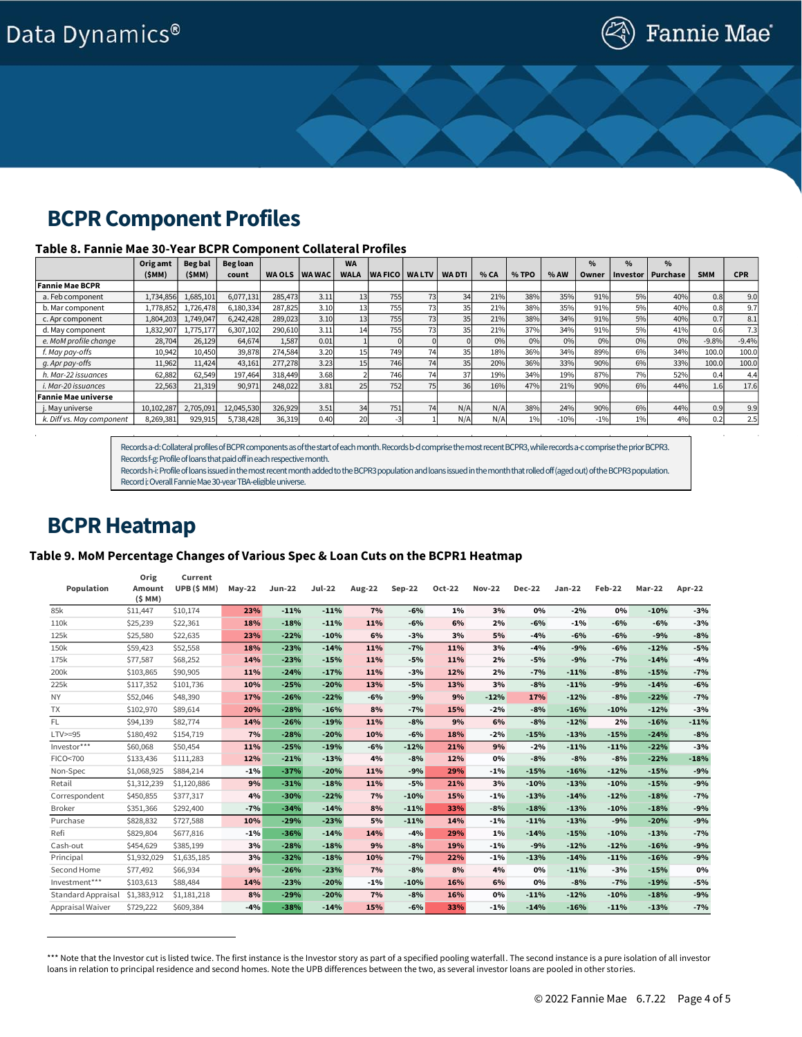## BCPR Component Profiles

### Table 8. Fannie Mae 30-Year BCPR Component Collateral Profiles

| | Orig amt ($MM) | Beg bal ($MM) | Beg loan count | WA OLS | WA WAC | WA WALA | WA FICO | WA LTV | WA DTI | % CA | % TPO | % AW | % Owner | % Investor | % Purchase | SMM | CPR |
|---|---|---|---|---|---|---|---|---|---|---|---|---|---|---|---|---|---|
| **Fannie Mae BCPR** | | | | | | | | | | | | | | | | | |
| a. Feb component | 1,734,856 | 1,685,101 | 6,077,131 | 285,473 | 3.11 | 13 | 755 | 73 | 34 | 21% | 38% | 35% | 91% | 5% | 40% | 0.8 | 9.0 |
| b. Mar component | 1,778,852 | 1,726,478 | 6,180,334 | 287,825 | 3.10 | 13 | 755 | 73 | 35 | 21% | 38% | 35% | 91% | 5% | 40% | 0.8 | 9.7 |
| c. Apr component | 1,804,203 | 1,749,047 | 6,242,428 | 289,023 | 3.10 | 13 | 755 | 73 | 35 | 21% | 38% | 34% | 91% | 5% | 40% | 0.7 | 8.1 |
| d. May component | 1,832,907 | 1,775,177 | 6,307,102 | 290,610 | 3.11 | 14 | 755 | 73 | 35 | 21% | 37% | 34% | 91% | 5% | 41% | 0.6 | 7.3 |
| *e. MoM profile change* | 28,704 | 26,129 | 64,674 | 1,587 | 0.01 | 1 | 0 | 0 | 0 | 0% | 0% | 0% | 0% | 0% | 0% | -9.8% | -9.4% |
| *f. May pay-offs* | 10,942 | 10,450 | 39,878 | 274,584 | 3.20 | 15 | 749 | 74 | 35 | 18% | 36% | 34% | 89% | 6% | 34% | 100.0 | 100.0 |
| *g. Apr pay-offs* | 11,962 | 11,424 | 43,161 | 277,278 | 3.23 | 15 | 746 | 74 | 35 | 20% | 36% | 33% | 90% | 6% | 33% | 100.0 | 100.0 |
| *h. Mar-22 issuances* | 62,882 | 62,549 | 197,464 | 318,449 | 3.68 | 2 | 746 | 74 | 37 | 19% | 34% | 19% | 87% | 7% | 52% | 0.4 | 4.4 |
| *i. Mar-20 issuances* | 22,563 | 21,319 | 90,971 | 248,022 | 3.81 | 25 | 752 | 75 | 36 | 16% | 47% | 21% | 90% | 6% | 44% | 1.6 | 17.6 |
| **Fannie Mae universe** | | | | | | | | | | | | | | | | | |
| j. May universe | 10,102,287 | 2,705,091 | 12,045,530 | 326,929 | 3.51 | 34 | 751 | 74 | N/A | N/A | 38% | 24% | 90% | 6% | 44% | 0.9 | 9.9 |
| *k. Diff vs. May component* | 8,269,381 | 929,915 | 5,738,428 | 36,319 | 0.40 | 20 | -3 | 1 | N/A | N/A | 1% | -10% | -1% | 1% | 4% | 0.2 | 2.5 |

Records a-d: Collateral profiles of BCPR components as of the start of each month. Records b-d comprise the most recent BCPR3, while records a-c comprise the prior BCPR3.
Records f-g: Profile of loans that paid off in each respective month.
Records h-i: Profile of loans issued in the most recent month added to the BCPR3 population and loans issued in the month that rolled off (aged out) of the BCPR3 population.
Record j: Overall Fannie Mae 30-year TBA-eligible universe.

## BCPR Heatmap

### Table 9. MoM Percentage Changes of Various Spec & Loan Cuts on the BCPR1 Heatmap

| Population | Orig Amount ($ MM) | Current UPB ($ MM) | May-22 | Jun-22 | Jul-22 | Aug-22 | Sep-22 | Oct-22 | Nov-22 | Dec-22 | Jan-22 | Feb-22 | Mar-22 | Apr-22 |
|---|---|---|---|---|---|---|---|---|---|---|---|---|---|---|
| 85k | $11,447 | $10,174 | 23% | -11% | -11% | 7% | -6% | 1% | 3% | 0% | -2% | 0% | -10% | -3% |
| 110k | $25,239 | $22,361 | 18% | -18% | -11% | 11% | -6% | 6% | 2% | -6% | -1% | -6% | -6% | -3% |
| 125k | $25,580 | $22,635 | 23% | -22% | -10% | 6% | -3% | 3% | 5% | -4% | -6% | -6% | -9% | -8% |
| 150k | $59,423 | $52,558 | 18% | -23% | -14% | 11% | -7% | 11% | 3% | -4% | -9% | -6% | -12% | -5% |
| 175k | $77,587 | $68,252 | 14% | -23% | -15% | 11% | -5% | 11% | 2% | -5% | -9% | -7% | -14% | -4% |
| 200k | $103,865 | $90,905 | 11% | -24% | -17% | 11% | -3% | 12% | 2% | -7% | -11% | -8% | -15% | -7% |
| 225k | $117,352 | $101,736 | 10% | -25% | -20% | 13% | -5% | 13% | 3% | -8% | -11% | -9% | -14% | -6% |
| NY | $52,046 | $48,390 | 17% | -26% | -22% | -6% | -9% | 9% | -12% | 17% | -12% | -8% | -22% | -7% |
| TX | $102,970 | $89,614 | 20% | -28% | -16% | 8% | -7% | 15% | -2% | -8% | -16% | -10% | -12% | -3% |
| FL | $94,139 | $82,774 | 14% | -26% | -19% | 11% | -8% | 9% | 6% | -8% | -12% | 2% | -16% | -11% |
| LTV>=95 | $180,492 | $154,719 | 7% | -28% | -20% | 10% | -6% | 18% | -2% | -15% | -13% | -15% | -24% | -8% |
| Investor*** | $60,068 | $50,454 | 11% | -25% | -19% | -6% | -12% | 21% | 9% | -2% | -11% | -11% | -22% | -3% |
| FICO<700 | $133,436 | $111,283 | 12% | -21% | -13% | 4% | -8% | 12% | 0% | -8% | -8% | -8% | -22% | -18% |
| Non-Spec | $1,068,925 | $884,214 | -1% | -37% | -20% | 11% | -9% | 29% | -1% | -15% | -16% | -12% | -15% | -9% |
| Retail | $1,312,239 | $1,120,886 | 9% | -31% | -18% | 11% | -5% | 21% | 3% | -10% | -13% | -10% | -15% | -9% |
| Correspondent | $450,855 | $377,317 | 4% | -30% | -22% | 7% | -10% | 15% | -1% | -13% | -14% | -12% | -18% | -7% |
| Broker | $351,366 | $292,400 | -7% | -34% | -14% | 8% | -11% | 33% | -8% | -18% | -13% | -10% | -18% | -9% |
| Purchase | $828,832 | $727,588 | 10% | -29% | -23% | 5% | -11% | 14% | -1% | -11% | -13% | -9% | -20% | -9% |
| Refi | $829,804 | $677,816 | -1% | -36% | -14% | 14% | -4% | 29% | 1% | -14% | -15% | -10% | -13% | -7% |
| Cash-out | $454,629 | $385,199 | 3% | -28% | -18% | 9% | -8% | 19% | -1% | -9% | -12% | -12% | -16% | -9% |
| Principal | $1,932,029 | $1,635,185 | 3% | -32% | -18% | 10% | -7% | 22% | -1% | -13% | -14% | -11% | -16% | -9% |
| Second Home | $77,492 | $66,934 | 9% | -26% | -23% | 7% | -8% | 8% | 4% | 0% | -11% | -3% | -15% | 0% |
| Investment*** | $103,613 | $88,484 | 14% | -23% | -20% | -1% | -10% | 16% | 6% | 0% | -8% | -7% | -19% | -5% |
| Standard Appraisal | $1,383,912 | $1,181,218 | 8% | -29% | -20% | 7% | -8% | 16% | 0% | -11% | -12% | -10% | -18% | -9% |
| Appraisal Waiver | $729,222 | $609,384 | -4% | -38% | -14% | 15% | -6% | 33% | -1% | -14% | -16% | -11% | -13% | -7% |

*** Note that the Investor cut is listed twice. The first instance is the Investor story as part of a specified pooling waterfall. The second instance is a pure isolation of all investor loans in relation to principal residence and second homes. Note the UPB differences between the two, as several investor loans are pooled in other stories.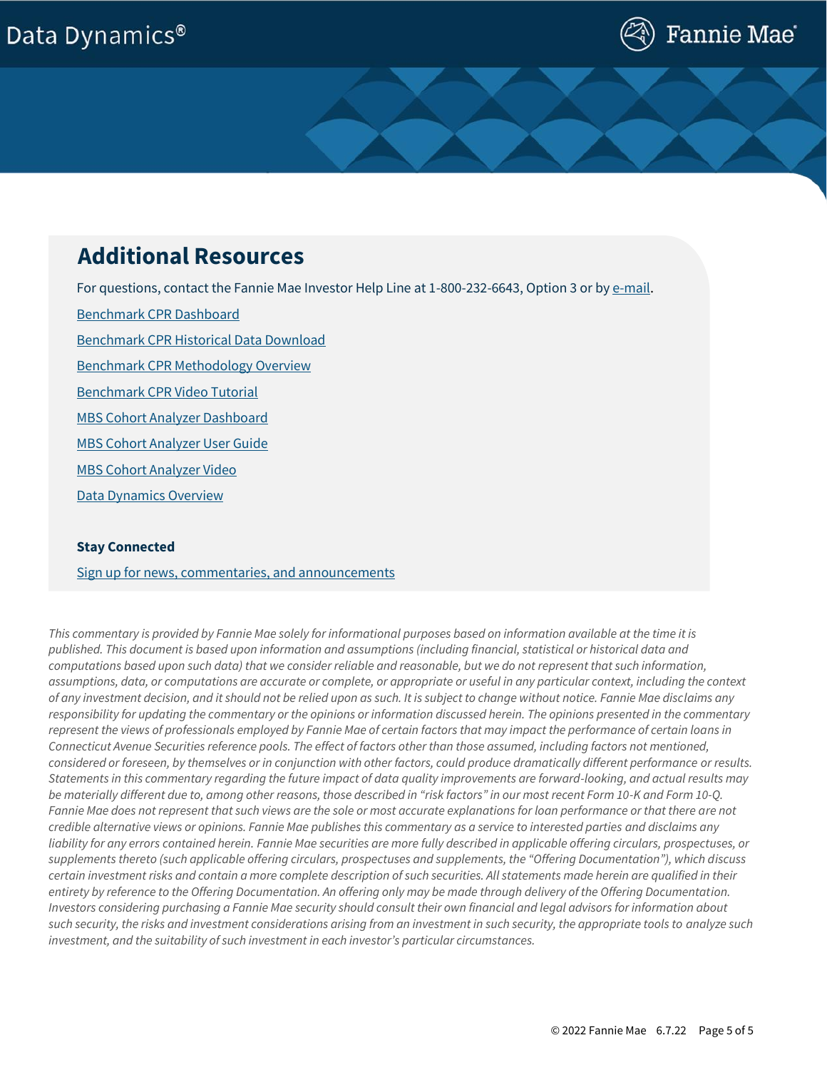## Additional Resources

For questions, contact the Fannie Mae Investor Help Line at 1-800-232-6643, Option 3 or by e-mail.

Benchmark CPR Dashboard

Benchmark CPR Historical Data Download

Benchmark CPR Methodology Overview

Benchmark CPR Video Tutorial

MBS Cohort Analyzer Dashboard

MBS Cohort Analyzer User Guide

MBS Cohort Analyzer Video

Data Dynamics Overview

**Stay Connected**

Sign up for news, commentaries, and announcements

*This commentary is provided by Fannie Mae solely for informational purposes based on information available at the time it is published. This document is based upon information and assumptions (including financial, statistical or historical data and computations based upon such data) that we consider reliable and reasonable, but we do not represent that such information, assumptions, data, or computations are accurate or complete, or appropriate or useful in any particular context, including the context of any investment decision, and it should not be relied upon as such. It is subject to change without notice. Fannie Mae disclaims any responsibility for updating the commentary or the opinions or information discussed herein. The opinions presented in the commentary represent the views of professionals employed by Fannie Mae of certain factors that may impact the performance of certain loans in Connecticut Avenue Securities reference pools. The effect of factors other than those assumed, including factors not mentioned, considered or foreseen, by themselves or in conjunction with other factors, could produce dramatically different performance or results. Statements in this commentary regarding the future impact of data quality improvements are forward-looking, and actual results may be materially different due to, among other reasons, those described in "risk factors" in our most recent Form 10-K and Form 10-Q. Fannie Mae does not represent that such views are the sole or most accurate explanations for loan performance or that there are not credible alternative views or opinions. Fannie Mae publishes this commentary as a service to interested parties and disclaims any liability for any errors contained herein. Fannie Mae securities are more fully described in applicable offering circulars, prospectuses, or supplements thereto (such applicable offering circulars, prospectuses and supplements, the "Offering Documentation"), which discuss certain investment risks and contain a more complete description of such securities. All statements made herein are qualified in their entirety by reference to the Offering Documentation. An offering only may be made through delivery of the Offering Documentation. Investors considering purchasing a Fannie Mae security should consult their own financial and legal advisors for information about such security, the risks and investment considerations arising from an investment in such security, the appropriate tools to analyze such investment, and the suitability of such investment in each investor's particular circumstances.*

© 2022 Fannie Mae 6.7.22